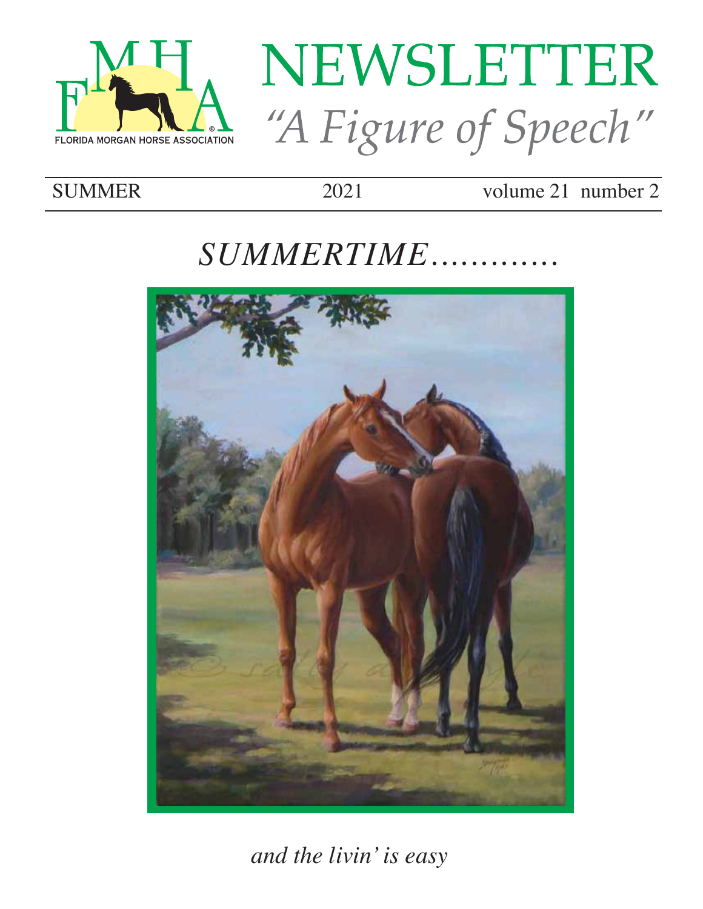FLORIDA MORGAN HORSE ASSOCIATION

# NEWSLETTER

*"A Figure of Speech"*

SUMMER 2021 volume 21 number 2

## *SUMMERTIME………….*

*and the livin' is easy*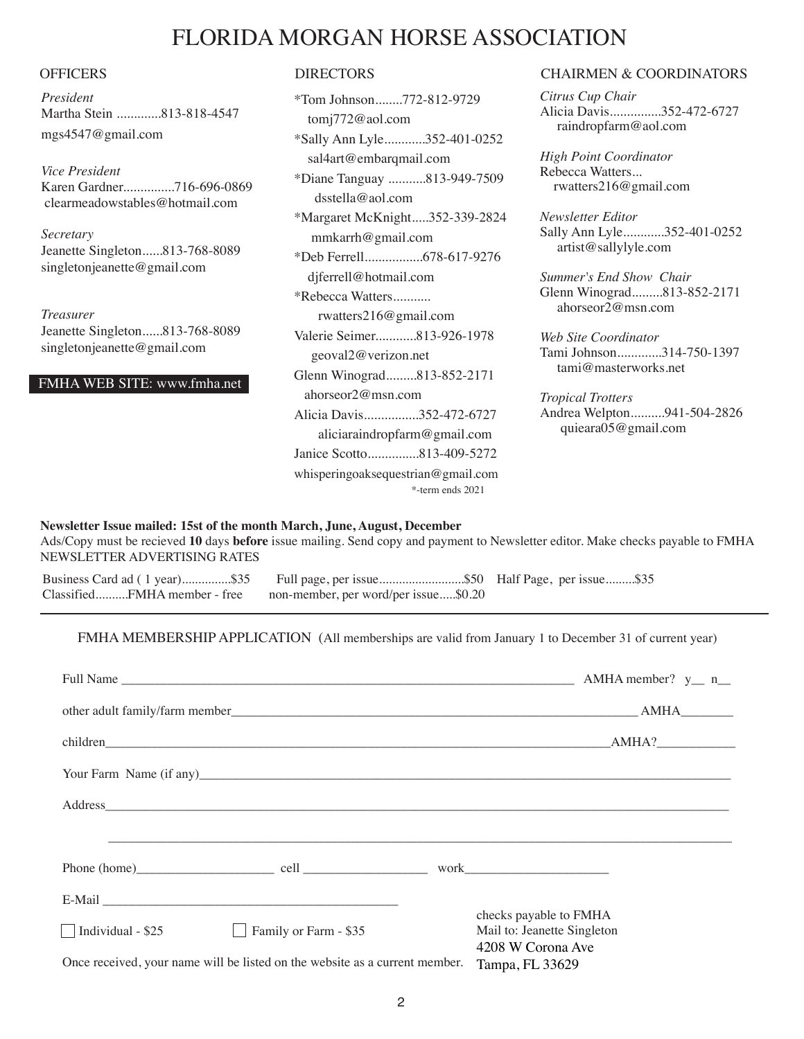# FLORIDA MORGAN HORSE ASSOCIATION

## OFFICERS

*President*
Martha Stein .............813-818-4547
mgs4547@gmail.com

*Vice President*
Karen Gardner...............716-696-0869
clearmeadowstables@hotmail.com

*Secretary*
Jeanette Singleton......813-768-8089
singletonjeanette@gmail.com

*Treasurer*
Jeanette Singleton......813-768-8089
singletonjeanette@gmail.com

FMHA WEB SITE: www.fmha.net

## DIRECTORS

*Tom Johnson........772-812-9729
tomj772@aol.com

*Sally Ann Lyle............352-401-0252
sal4art@embarqmail.com

*Diane Tanguay ...........813-949-7509
dsstella@aol.com

*Margaret McKnight.....352-339-2824
mmkarrh@gmail.com

*Deb Ferrell.................678-617-9276
djferrell@hotmail.com

*Rebecca Watters...........
rwatters216@gmail.com

Valerie Seimer............813-926-1978
geoval2@verizon.net

Glenn Winograd.........813-852-2171
ahorseor2@msn.com

Alicia Davis................352-472-6727
aliciaraindropfarm@gmail.com

Janice Scotto...............813-409-5272
whisperingoaksequestrian@gmail.com

*-term ends 2021

## CHAIRMEN & COORDINATORS

*Citrus Cup Chair*
Alicia Davis...............352-472-6727
raindropfarm@aol.com

*High Point Coordinator*
Rebecca Watters...
rwatters216@gmail.com

*Newsletter Editor*
Sally Ann Lyle............352-401-0252
artist@sallylyle.com

*Summer's End Show Chair*
Glenn Winograd.........813-852-2171
ahorseor2@msn.com

*Web Site Coordinator*
Tami Johnson.............314-750-1397
tami@masterworks.net

*Tropical Trotters*
Andrea Welpton..........941-504-2826
quieara05@gmail.com

**Newsletter Issue mailed: 15st of the month March, June, August, December**

Ads/Copy must be recieved **10** days **before** issue mailing. Send copy and payment to Newsletter editor. Make checks payable to FMHA

NEWSLETTER ADVERTISING RATES

Business Card ad ( 1 year)...............$35 Full page, per issue..........................$50 Half Page, per issue.........$35
Classified..........FMHA member - free non-member, per word/per issue.....$0.20

---

FMHA MEMBERSHIP APPLICATION (All memberships are valid from January 1 to December 31 of current year)

Full Name ______________________________ AMHA member? y__ n__

other adult family/farm member______________________________ AMHA________

children______________________________AMHA?____________

Your Farm Name (if any)______________________________

Address______________________________

______________________________

Phone (home)_____________________ cell ___________________ work______________________

E-Mail ______________________________

☐ Individual - $25 ☐ Family or Farm - $35

Once received, your name will be listed on the website as a current member.

checks payable to FMHA
Mail to: Jeanette Singleton
4208 W Corona Ave
Tampa, FL 33629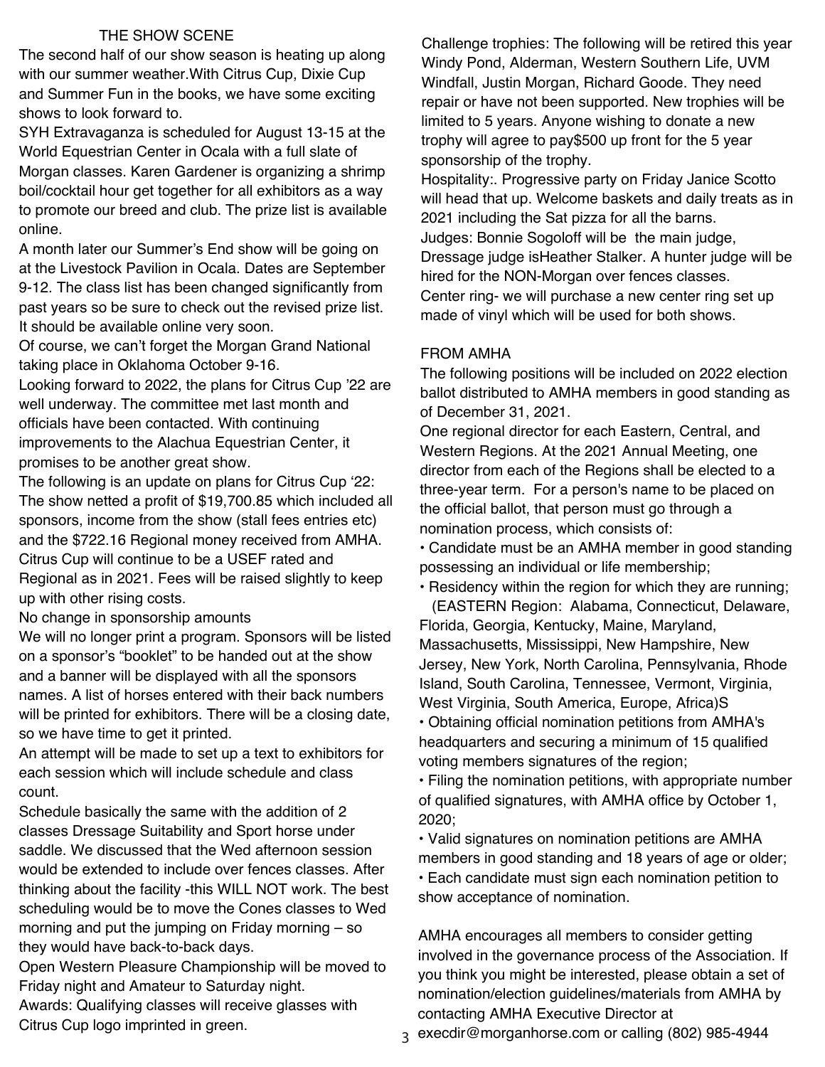## THE SHOW SCENE

The second half of our show season is heating up along with our summer weather.With Citrus Cup, Dixie Cup and Summer Fun in the books, we have some exciting shows to look forward to.

SYH Extravaganza is scheduled for August 13-15 at the World Equestrian Center in Ocala with a full slate of Morgan classes. Karen Gardener is organizing a shrimp boil/cocktail hour get together for all exhibitors as a way to promote our breed and club. The prize list is available online.

A month later our Summer's End show will be going on at the Livestock Pavilion in Ocala. Dates are September 9-12. The class list has been changed significantly from past years so be sure to check out the revised prize list. It should be available online very soon.

Of course, we can't forget the Morgan Grand National taking place in Oklahoma October 9-16.

Looking forward to 2022, the plans for Citrus Cup '22 are well underway. The committee met last month and officials have been contacted. With continuing improvements to the Alachua Equestrian Center, it promises to be another great show.

The following is an update on plans for Citrus Cup '22: The show netted a profit of $19,700.85 which included all sponsors, income from the show (stall fees entries etc) and the $722.16 Regional money received from AMHA. Citrus Cup will continue to be a USEF rated and Regional as in 2021. Fees will be raised slightly to keep up with other rising costs.

No change in sponsorship amounts

We will no longer print a program. Sponsors will be listed on a sponsor's "booklet" to be handed out at the show and a banner will be displayed with all the sponsors names. A list of horses entered with their back numbers will be printed for exhibitors. There will be a closing date, so we have time to get it printed.

An attempt will be made to set up a text to exhibitors for each session which will include schedule and class count.

Schedule basically the same with the addition of 2 classes Dressage Suitability and Sport horse under saddle. We discussed that the Wed afternoon session would be extended to include over fences classes. After thinking about the facility -this WILL NOT work. The best scheduling would be to move the Cones classes to Wed morning and put the jumping on Friday morning – so they would have back-to-back days.

Open Western Pleasure Championship will be moved to Friday night and Amateur to Saturday night.

Awards: Qualifying classes will receive glasses with Citrus Cup logo imprinted in green.

Challenge trophies: The following will be retired this year Windy Pond, Alderman, Western Southern Life, UVM Windfall, Justin Morgan, Richard Goode. They need repair or have not been supported. New trophies will be limited to 5 years. Anyone wishing to donate a new trophy will agree to pay$500 up front for the 5 year sponsorship of the trophy.

Hospitality:. Progressive party on Friday Janice Scotto will head that up. Welcome baskets and daily treats as in 2021 including the Sat pizza for all the barns.

Judges: Bonnie Sogoloff will be the main judge, Dressage judge isHeather Stalker. A hunter judge will be hired for the NON-Morgan over fences classes.

Center ring- we will purchase a new center ring set up made of vinyl which will be used for both shows.

## FROM AMHA

The following positions will be included on 2022 election ballot distributed to AMHA members in good standing as of December 31, 2021.

One regional director for each Eastern, Central, and Western Regions. At the 2021 Annual Meeting, one director from each of the Regions shall be elected to a three-year term. For a person's name to be placed on the official ballot, that person must go through a nomination process, which consists of:

- Candidate must be an AMHA member in good standing possessing an individual or life membership;
- Residency within the region for which they are running; (EASTERN Region: Alabama, Connecticut, Delaware, Florida, Georgia, Kentucky, Maine, Maryland, Massachusetts, Mississippi, New Hampshire, New Jersey, New York, North Carolina, Pennsylvania, Rhode Island, South Carolina, Tennessee, Vermont, Virginia, West Virginia, South America, Europe, Africa)S
- Obtaining official nomination petitions from AMHA's headquarters and securing a minimum of 15 qualified voting members signatures of the region;
- Filing the nomination petitions, with appropriate number of qualified signatures, with AMHA office by October 1, 2020;
- Valid signatures on nomination petitions are AMHA members in good standing and 18 years of age or older;
- Each candidate must sign each nomination petition to show acceptance of nomination.

AMHA encourages all members to consider getting involved in the governance process of the Association. If you think you might be interested, please obtain a set of nomination/election guidelines/materials from AMHA by contacting AMHA Executive Director at execdir@morganhorse.com or calling (802) 985-4944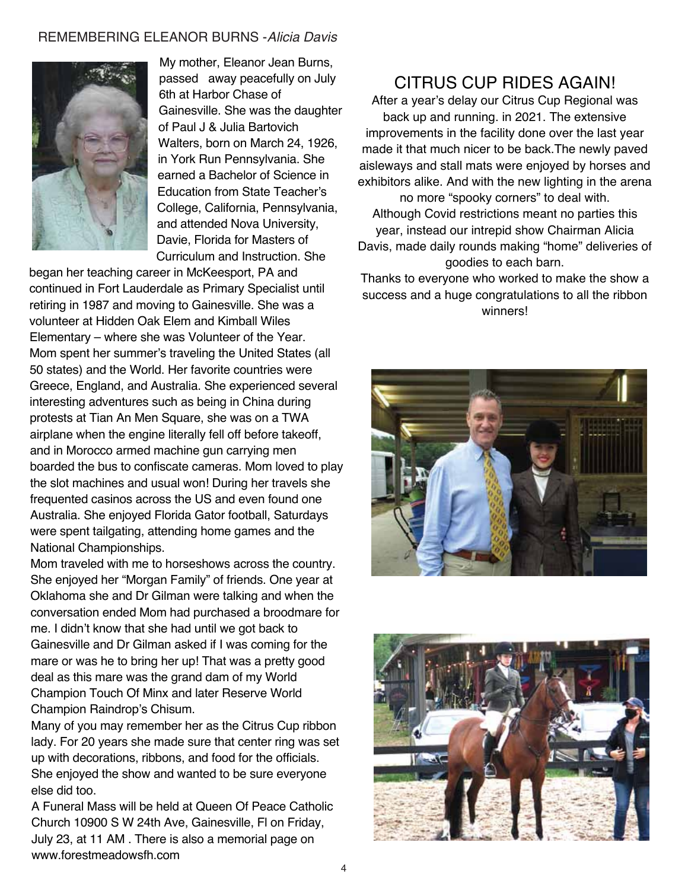## REMEMBERING ELEANOR BURNS -*Alicia Davis*

My mother, Eleanor Jean Burns, passed away peacefully on July 6th at Harbor Chase of Gainesville. She was the daughter of Paul J & Julia Bartovich Walters, born on March 24, 1926, in York Run Pennsylvania. She earned a Bachelor of Science in Education from State Teacher's College, California, Pennsylvania, and attended Nova University, Davie, Florida for Masters of Curriculum and Instruction. She began her teaching career in McKeesport, PA and continued in Fort Lauderdale as Primary Specialist until retiring in 1987 and moving to Gainesville. She was a volunteer at Hidden Oak Elem and Kimball Wiles Elementary – where she was Volunteer of the Year.

Mom spent her summer's traveling the United States (all 50 states) and the World. Her favorite countries were Greece, England, and Australia. She experienced several interesting adventures such as being in China during protests at Tian An Men Square, she was on a TWA airplane when the engine literally fell off before takeoff, and in Morocco armed machine gun carrying men boarded the bus to confiscate cameras. Mom loved to play the slot machines and usual won! During her travels she frequented casinos across the US and even found one Australia. She enjoyed Florida Gator football, Saturdays were spent tailgating, attending home games and the National Championships.

Mom traveled with me to horseshows across the country. She enjoyed her "Morgan Family" of friends. One year at Oklahoma she and Dr Gilman were talking and when the conversation ended Mom had purchased a broodmare for me. I didn't know that she had until we got back to Gainesville and Dr Gilman asked if I was coming for the mare or was he to bring her up! That was a pretty good deal as this mare was the grand dam of my World Champion Touch Of Minx and later Reserve World Champion Raindrop's Chisum.

Many of you may remember her as the Citrus Cup ribbon lady. For 20 years she made sure that center ring was set up with decorations, ribbons, and food for the officials. She enjoyed the show and wanted to be sure everyone else did too.

A Funeral Mass will be held at Queen Of Peace Catholic Church 10900 S W 24th Ave, Gainesville, Fl on Friday, July 23, at 11 AM . There is also a memorial page on www.forestmeadowsfh.com

## CITRUS CUP RIDES AGAIN!

After a year's delay our Citrus Cup Regional was back up and running. in 2021. The extensive improvements in the facility done over the last year made it that much nicer to be back.The newly paved aisleways and stall mats were enjoyed by horses and exhibitors alike. And with the new lighting in the arena no more "spooky corners" to deal with.

Although Covid restrictions meant no parties this year, instead our intrepid show Chairman Alicia Davis, made daily rounds making "home" deliveries of goodies to each barn.

Thanks to everyone who worked to make the show a success and a huge congratulations to all the ribbon winners!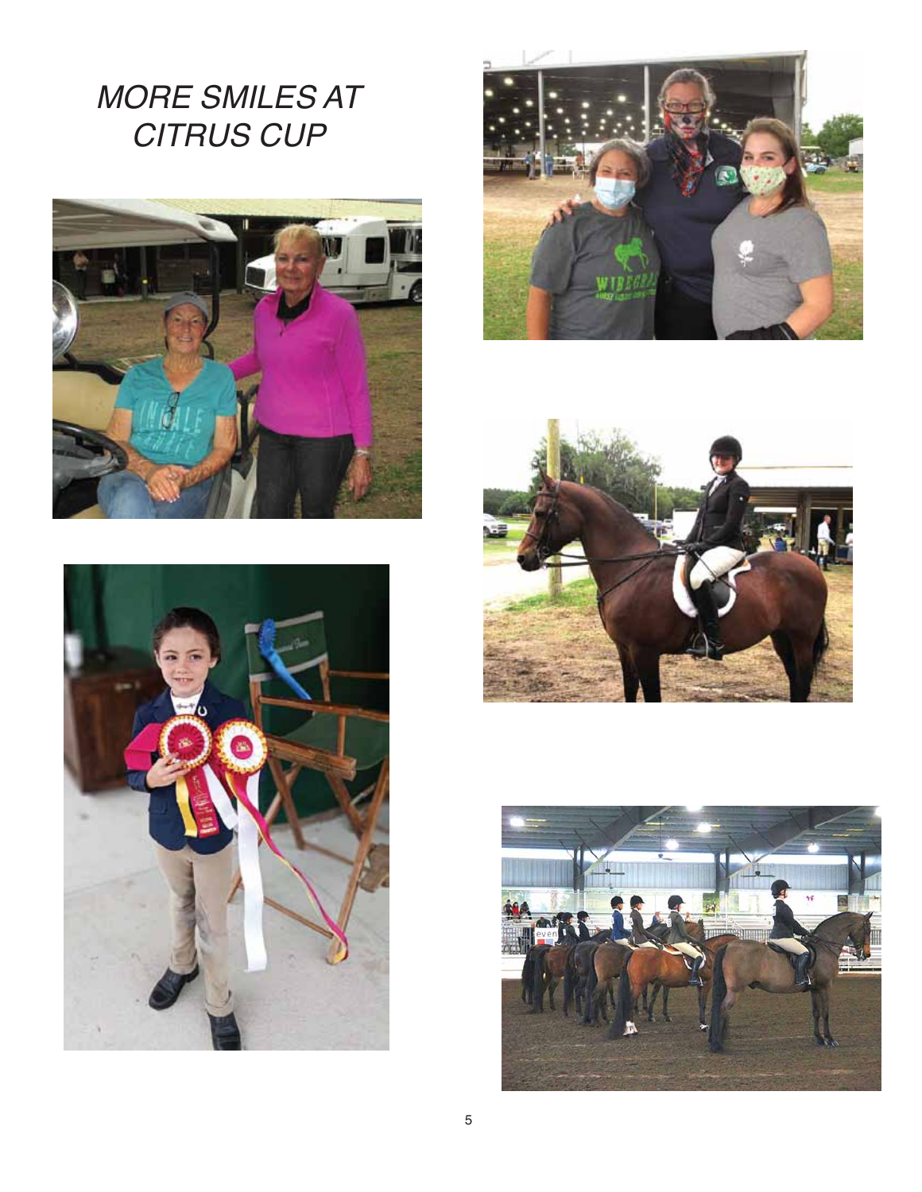*MORE SMILES AT CITRUS CUP*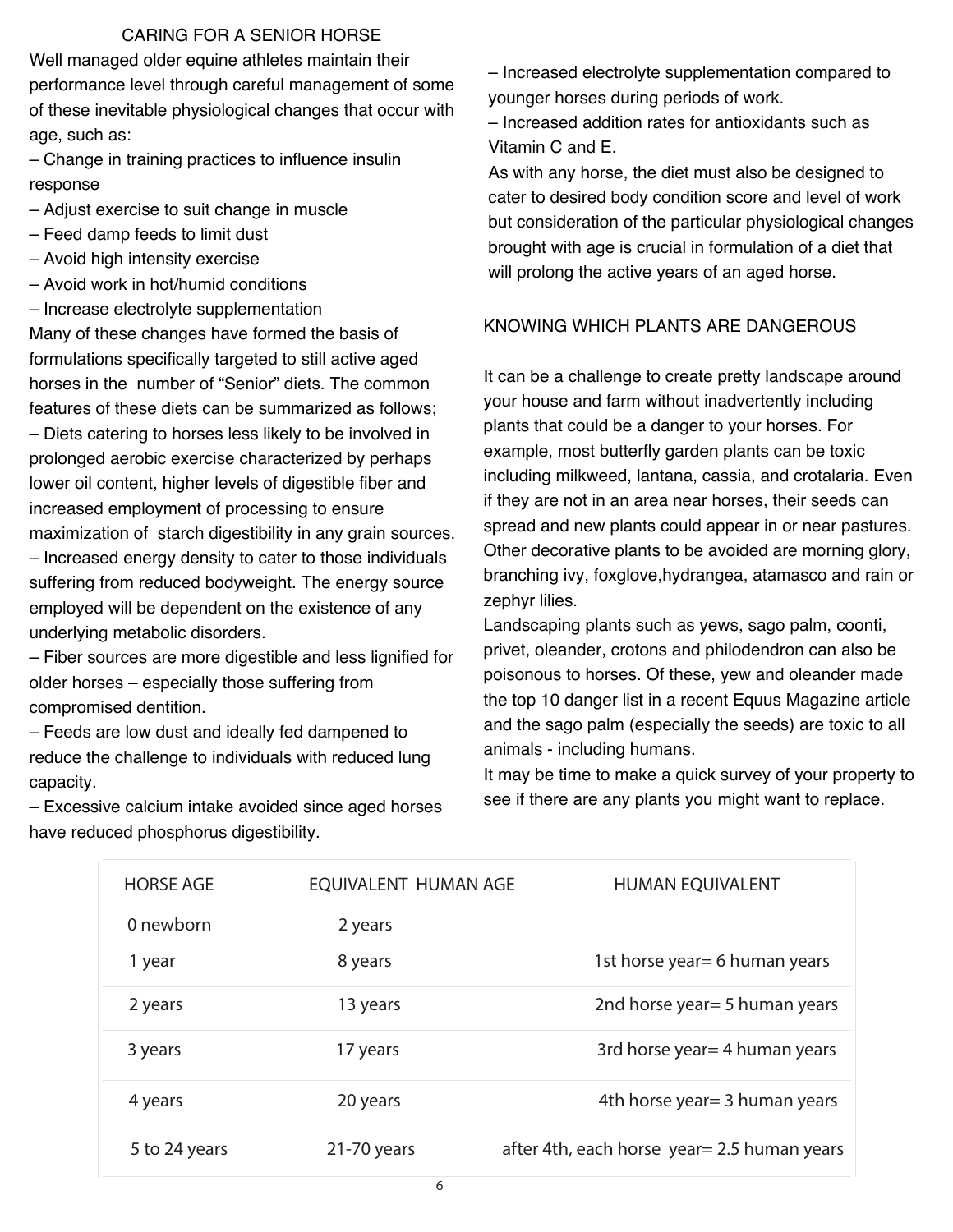## CARING FOR A SENIOR HORSE

Well managed older equine athletes maintain their performance level through careful management of some of these inevitable physiological changes that occur with age, such as:

– Change in training practices to influence insulin response
– Adjust exercise to suit change in muscle
– Feed damp feeds to limit dust
– Avoid high intensity exercise
– Avoid work in hot/humid conditions
– Increase electrolyte supplementation

Many of these changes have formed the basis of formulations specifically targeted to still active aged horses in the number of "Senior" diets. The common features of these diets can be summarized as follows;

– Diets catering to horses less likely to be involved in prolonged aerobic exercise characterized by perhaps lower oil content, higher levels of digestible fiber and increased employment of processing to ensure maximization of starch digestibility in any grain sources.
– Increased energy density to cater to those individuals suffering from reduced bodyweight. The energy source employed will be dependent on the existence of any underlying metabolic disorders.
– Fiber sources are more digestible and less lignified for older horses – especially those suffering from compromised dentition.
– Feeds are low dust and ideally fed dampened to reduce the challenge to individuals with reduced lung capacity.
– Excessive calcium intake avoided since aged horses have reduced phosphorus digestibility.
– Increased electrolyte supplementation compared to younger horses during periods of work.
– Increased addition rates for antioxidants such as Vitamin C and E.

As with any horse, the diet must also be designed to cater to desired body condition score and level of work but consideration of the particular physiological changes brought with age is crucial in formulation of a diet that will prolong the active years of an aged horse.

## KNOWING WHICH PLANTS ARE DANGEROUS

It can be a challenge to create pretty landscape around your house and farm without inadvertently including plants that could be a danger to your horses. For example, most butterfly garden plants can be toxic including milkweed, lantana, cassia, and crotalaria. Even if they are not in an area near horses, their seeds can spread and new plants could appear in or near pastures. Other decorative plants to be avoided are morning glory, branching ivy, foxglove,hydrangea, atamasco and rain or zephyr lilies.

Landscaping plants such as yews, sago palm, coonti, privet, oleander, crotons and philodendron can also be poisonous to horses. Of these, yew and oleander made the top 10 danger list in a recent Equus Magazine article and the sago palm (especially the seeds) are toxic to all animals - including humans.

It may be time to make a quick survey of your property to see if there are any plants you might want to replace.

| HORSE AGE | EQUIVALENT HUMAN AGE | HUMAN EQUIVALENT |
|---|---|---|
| 0 newborn | 2 years | |
| 1 year | 8 years | 1st horse year= 6 human years |
| 2 years | 13 years | 2nd horse year= 5 human years |
| 3 years | 17 years | 3rd horse year= 4 human years |
| 4 years | 20 years | 4th horse year= 3 human years |
| 5 to 24 years | 21-70 years | after 4th, each horse year= 2.5 human years |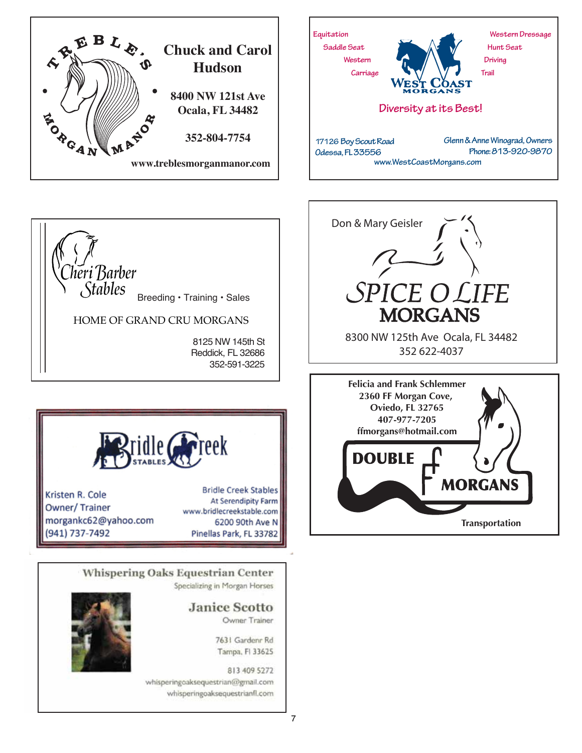**TREBLE'S MORGAN MANOR**

**Chuck and Carol Hudson**

**8400 NW 121st Ave**
**Ocala, FL 34482**

**352-804-7754**

**www.treblesmorganmanor.com**

---

Equitation
Saddle Seat
Western
Carriage

Western Dressage
Hunt Seat
Driving
Trail

**WEST COAST MORGANS**

**Diversity at its Best!**

17126 Boy Scout Road
Odessa, FL 33556

Glenn & Anne Winograd, Owners
Phone: 813-920-9870

www.WestCoastMorgans.com

---

*Cheri Barber Stables*

Breeding • Training • Sales

HOME OF GRAND CRU MORGANS

8125 NW 145th St
Reddick, FL 32686
352-591-3225

---

Don & Mary Geisler

**SPICE O LIFE MORGANS**

8300 NW 125th Ave Ocala, FL 34482
352 622-4037

---

**Bridle Creek STABLES**

Kristen R. Cole
Owner/ Trainer
morgankc62@yahoo.com
(941) 737-7492

Bridle Creek Stables
At Serendipity Farm
www.bridlecreekstable.com
6200 90th Ave N
Pinellas Park, FL 33782

---

**Felicia and Frank Schlemmer**
**2360 FF Morgan Cove,**
**Oviedo, FL 32765**
**407-977-7205**
**ffmorgans@hotmail.com**

**DOUBLE F MORGANS**

**Transportation**

---

**Whispering Oaks Equestrian Center**
Specializing in Morgan Horses

**Janice Scotto**
Owner Trainer

7631 Gardenr Rd
Tampa, Fl 33625

813 409 5272
whisperingoaksequestrian@gmail.com
whisperingoaksequestrianfl.com